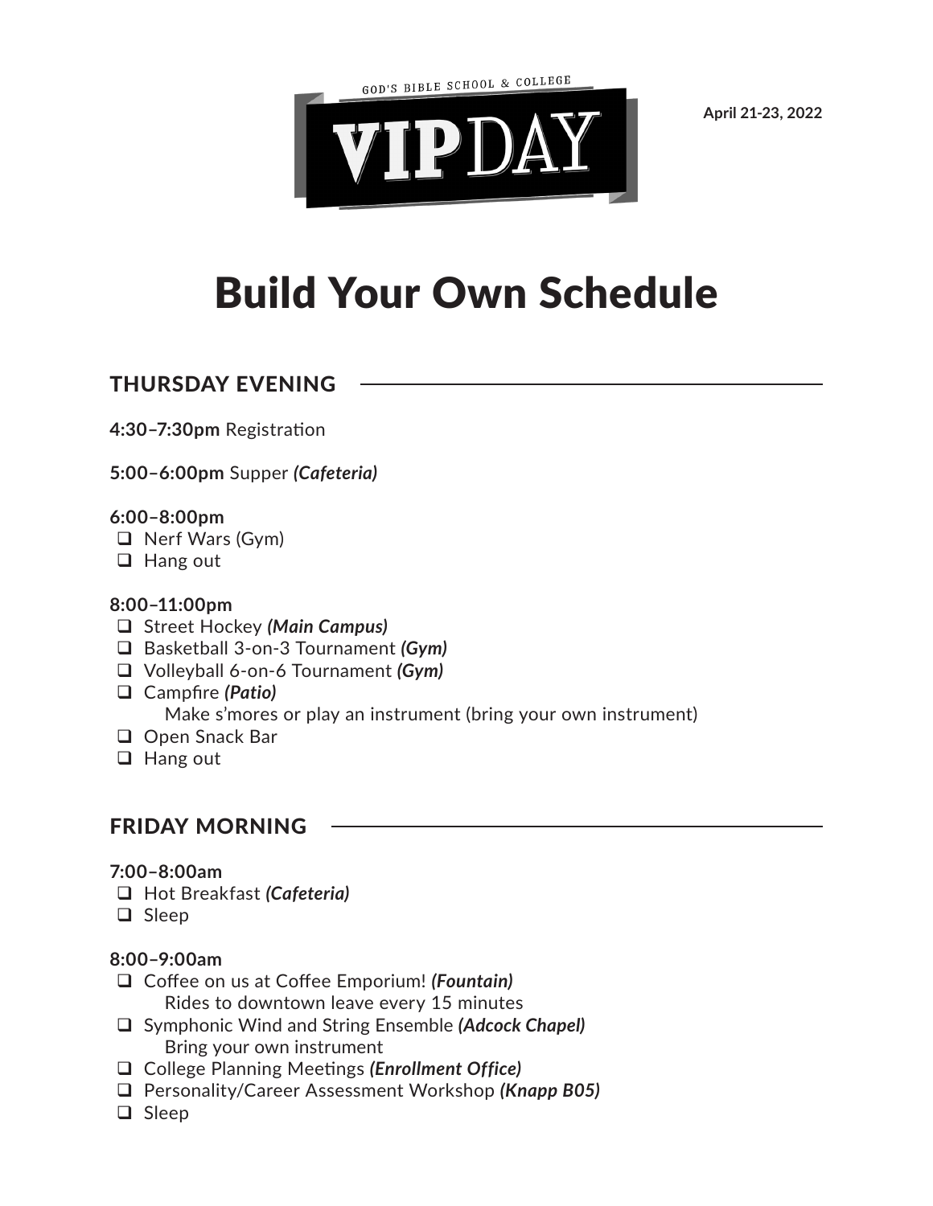GOD'S BIBLE SCHOOL & COLLEGE

**VIP** DAY

**April 21-23, 2022**

# Build Your Own Schedule

## THURSDAY EVENING

**4:30–7:30pm** Registration

**5:00–6:00pm** Supper ***(Cafeteria)***

**6:00–8:00pm**

- ☐ Nerf Wars (Gym)
- ☐ Hang out

**8:00–11:00pm**

- ☐ Street Hockey ***(Main Campus)***
- ☐ Basketball 3-on-3 Tournament ***(Gym)***
- ☐ Volleyball 6-on-6 Tournament ***(Gym)***
- ☐ Campfire ***(Patio)***
  Make s'mores or play an instrument (bring your own instrument)
- ☐ Open Snack Bar
- ☐ Hang out

## FRIDAY MORNING

**7:00–8:00am**

- ☐ Hot Breakfast ***(Cafeteria)***
- ☐ Sleep

**8:00–9:00am**

- ☐ Coffee on us at Coffee Emporium! ***(Fountain)***
  Rides to downtown leave every 15 minutes
- ☐ Symphonic Wind and String Ensemble ***(Adcock Chapel)***
  Bring your own instrument
- ☐ College Planning Meetings ***(Enrollment Office)***
- ☐ Personality/Career Assessment Workshop ***(Knapp B05)***
- ☐ Sleep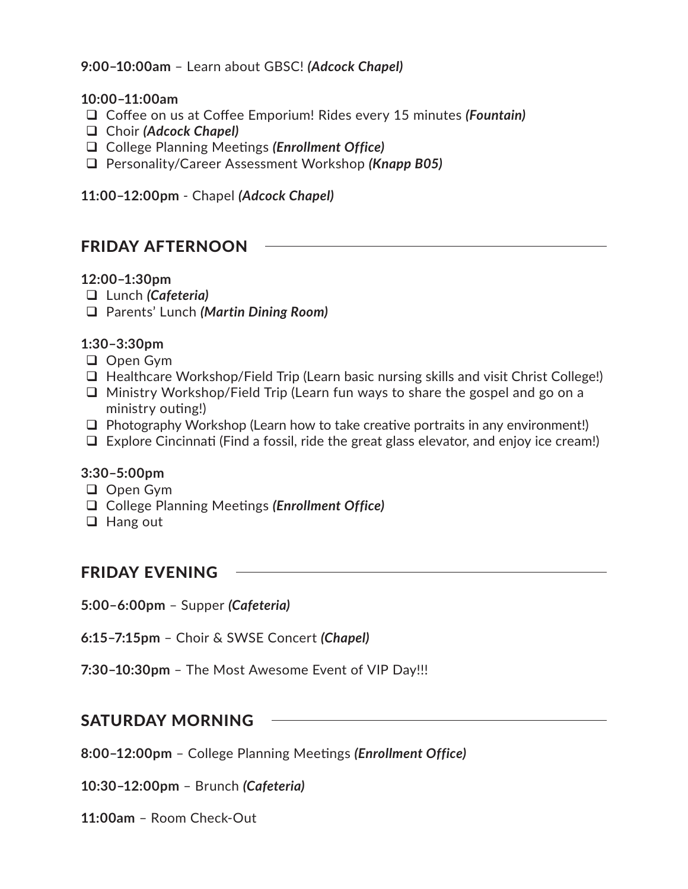**9:00–10:00am** – Learn about GBSC! ***(Adcock Chapel)***

**10:00–11:00am**

- ❑ Coffee on us at Coffee Emporium! Rides every 15 minutes ***(Fountain)***
- ❑ Choir ***(Adcock Chapel)***
- ❑ College Planning Meetings ***(Enrollment Office)***
- ❑ Personality/Career Assessment Workshop ***(Knapp B05)***

**11:00–12:00pm** - Chapel ***(Adcock Chapel)***

## FRIDAY AFTERNOON

**12:00–1:30pm**

- ❑ Lunch ***(Cafeteria)***
- ❑ Parents' Lunch ***(Martin Dining Room)***

**1:30–3:30pm**

- ❑ Open Gym
- ❑ Healthcare Workshop/Field Trip (Learn basic nursing skills and visit Christ College!)
- ❑ Ministry Workshop/Field Trip (Learn fun ways to share the gospel and go on a ministry outing!)
- ❑ Photography Workshop (Learn how to take creative portraits in any environment!)
- ❑ Explore Cincinnati (Find a fossil, ride the great glass elevator, and enjoy ice cream!)

**3:30–5:00pm**

- ❑ Open Gym
- ❑ College Planning Meetings ***(Enrollment Office)***
- ❑ Hang out

## FRIDAY EVENING

**5:00–6:00pm** – Supper ***(Cafeteria)***

**6:15–7:15pm** – Choir & SWSE Concert ***(Chapel)***

**7:30–10:30pm** – The Most Awesome Event of VIP Day!!!

## SATURDAY MORNING

**8:00–12:00pm** – College Planning Meetings ***(Enrollment Office)***

**10:30–12:00pm** – Brunch ***(Cafeteria)***

**11:00am** – Room Check-Out